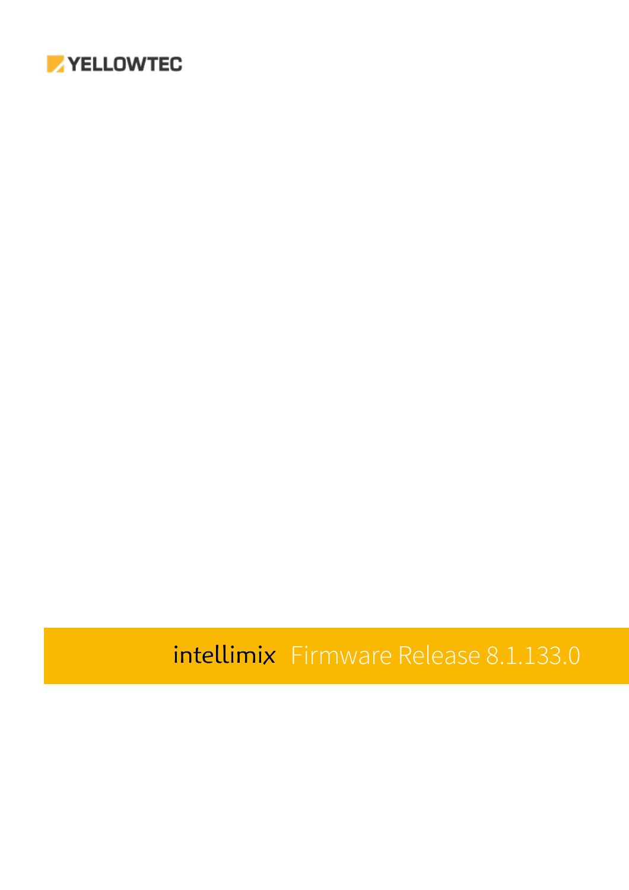YELLOWTEC

# intellimix Firmware Release 8.1.133.0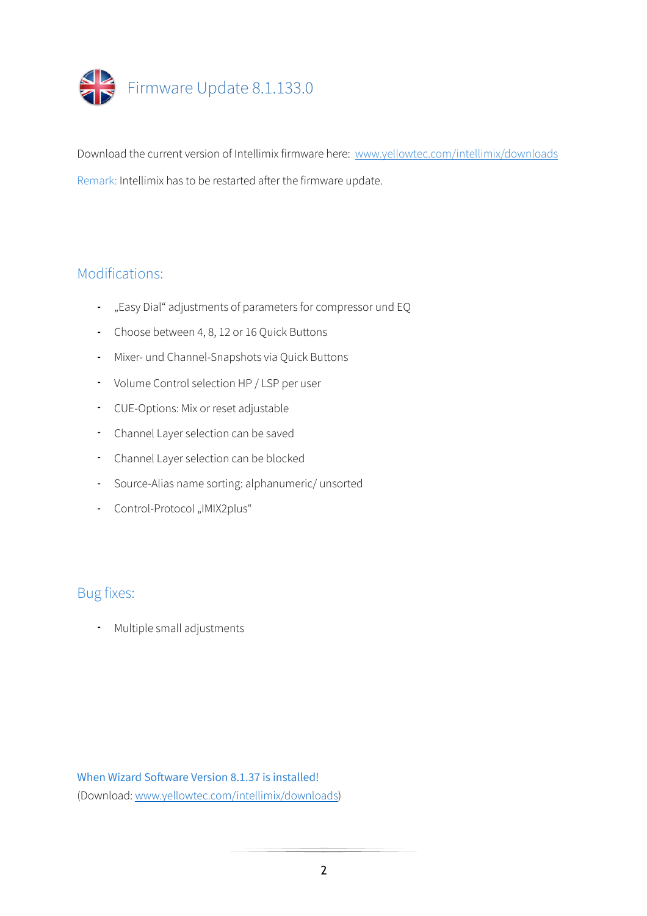# Firmware Update 8.1.133.0

Download the current version of Intellimix firmware here: [www.yellowtec.com/intellimix/downloads](www.yellowtec.com/intellimix/downloads)

Remark: Intellimix has to be restarted after the firmware update.

## Modifications:

- „Easy Dial" adjustments of parameters for compressor und EQ
- Choose between 4, 8, 12 or 16 Quick Buttons
- Mixer- und Channel-Snapshots via Quick Buttons
- Volume Control selection HP / LSP per user
- CUE-Options: Mix or reset adjustable
- Channel Layer selection can be saved
- Channel Layer selection can be blocked
- Source-Alias name sorting: alphanumeric/ unsorted
- Control-Protocol „IMIX2plus"

## Bug fixes:

- Multiple small adjustments

When Wizard Software Version 8.1.37 is installed!
(Download: [www.yellowtec.com/intellimix/downloads](www.yellowtec.com/intellimix/downloads))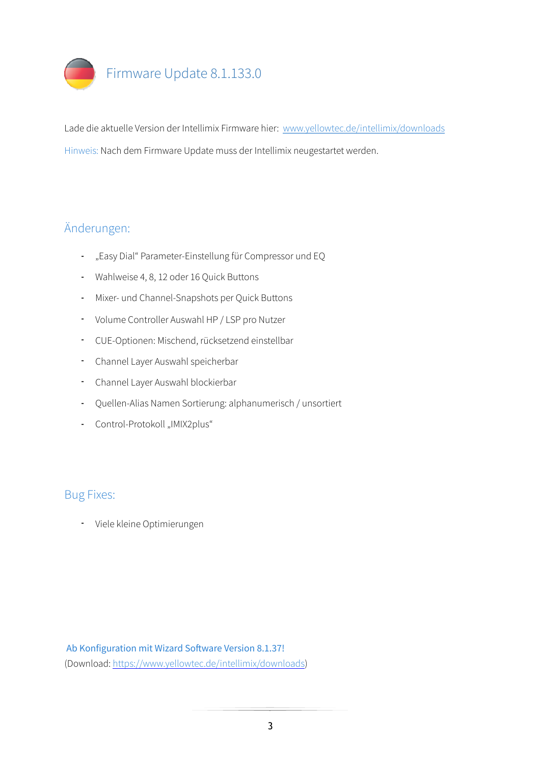# Firmware Update 8.1.133.0

Lade die aktuelle Version der Intellimix Firmware hier: [www.yellowtec.de/intellimix/downloads](www.yellowtec.de/intellimix/downloads)

Hinweis: Nach dem Firmware Update muss der Intellimix neugestartet werden.

## Änderungen:

- „Easy Dial“ Parameter-Einstellung für Compressor und EQ
- Wahlweise 4, 8, 12 oder 16 Quick Buttons
- Mixer- und Channel-Snapshots per Quick Buttons
- Volume Controller Auswahl HP / LSP pro Nutzer
- CUE-Optionen: Mischend, rücksetzend einstellbar
- Channel Layer Auswahl speicherbar
- Channel Layer Auswahl blockierbar
- Quellen-Alias Namen Sortierung: alphanumerisch / unsortiert
- Control-Protokoll „IMIX2plus“

## Bug Fixes:

- Viele kleine Optimierungen

Ab Konfiguration mit Wizard Software Version 8.1.37!
(Download: [https://www.yellowtec.de/intellimix/downloads](https://www.yellowtec.de/intellimix/downloads))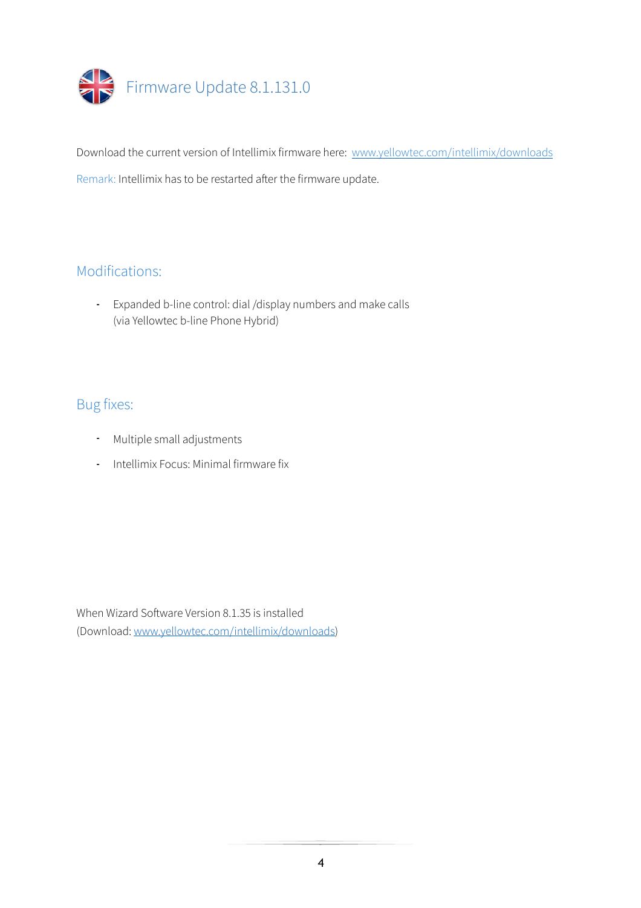# Firmware Update 8.1.131.0

Download the current version of Intellimix firmware here: [www.yellowtec.com/intellimix/downloads](www.yellowtec.com/intellimix/downloads)

Remark: Intellimix has to be restarted after the firmware update.

## Modifications:

- Expanded b-line control: dial /display numbers and make calls (via Yellowtec b-line Phone Hybrid)

## Bug fixes:

- Multiple small adjustments
- Intellimix Focus: Minimal firmware fix

When Wizard Software Version 8.1.35 is installed
(Download: [www.yellowtec.com/intellimix/downloads](www.yellowtec.com/intellimix/downloads))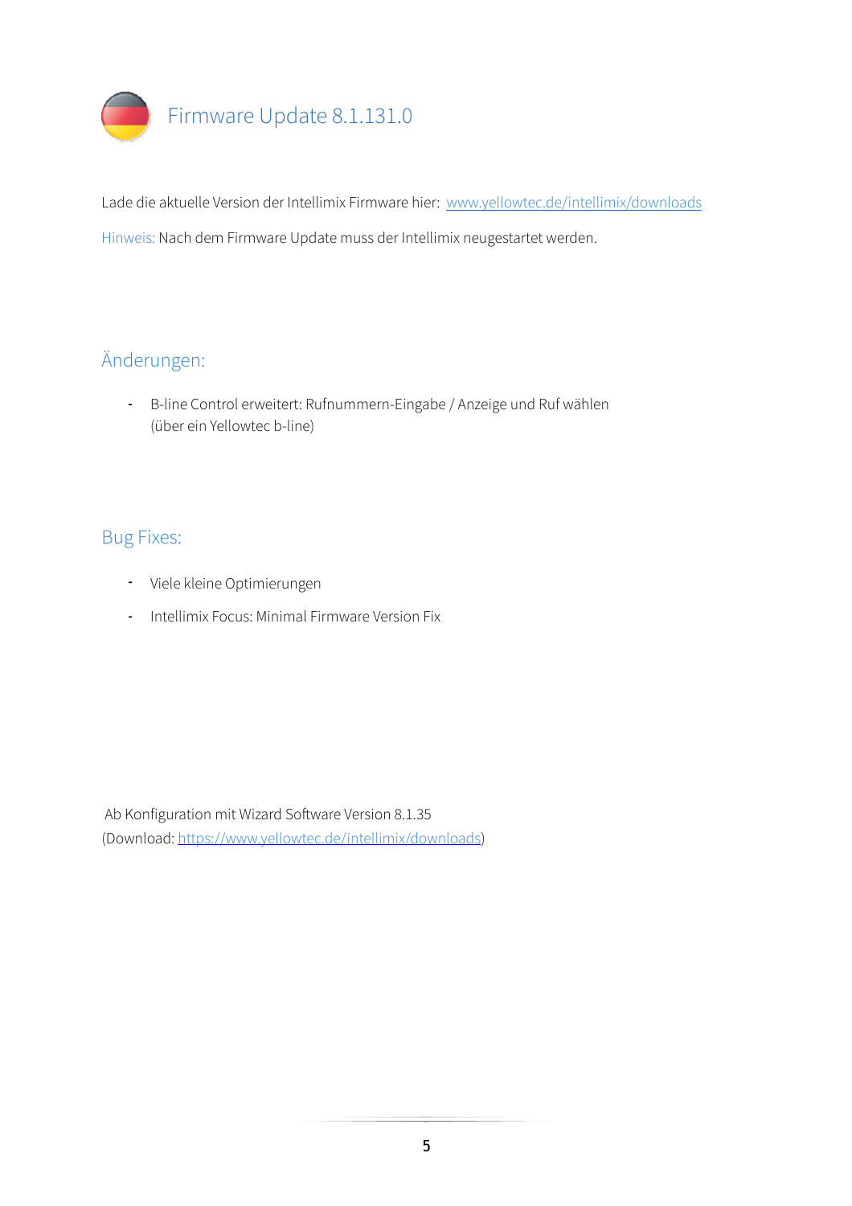# Firmware Update 8.1.131.0

Lade die aktuelle Version der Intellimix Firmware hier: [www.yellowtec.de/intellimix/downloads](www.yellowtec.de/intellimix/downloads)

Hinweis: Nach dem Firmware Update muss der Intellimix neugestartet werden.

## Änderungen:

- B-line Control erweitert: Rufnummern-Eingabe / Anzeige und Ruf wählen (über ein Yellowtec b-line)

## Bug Fixes:

- Viele kleine Optimierungen
- Intellimix Focus: Minimal Firmware Version Fix

Ab Konfiguration mit Wizard Software Version 8.1.35
(Download: [https://www.yellowtec.de/intellimix/downloads](https://www.yellowtec.de/intellimix/downloads))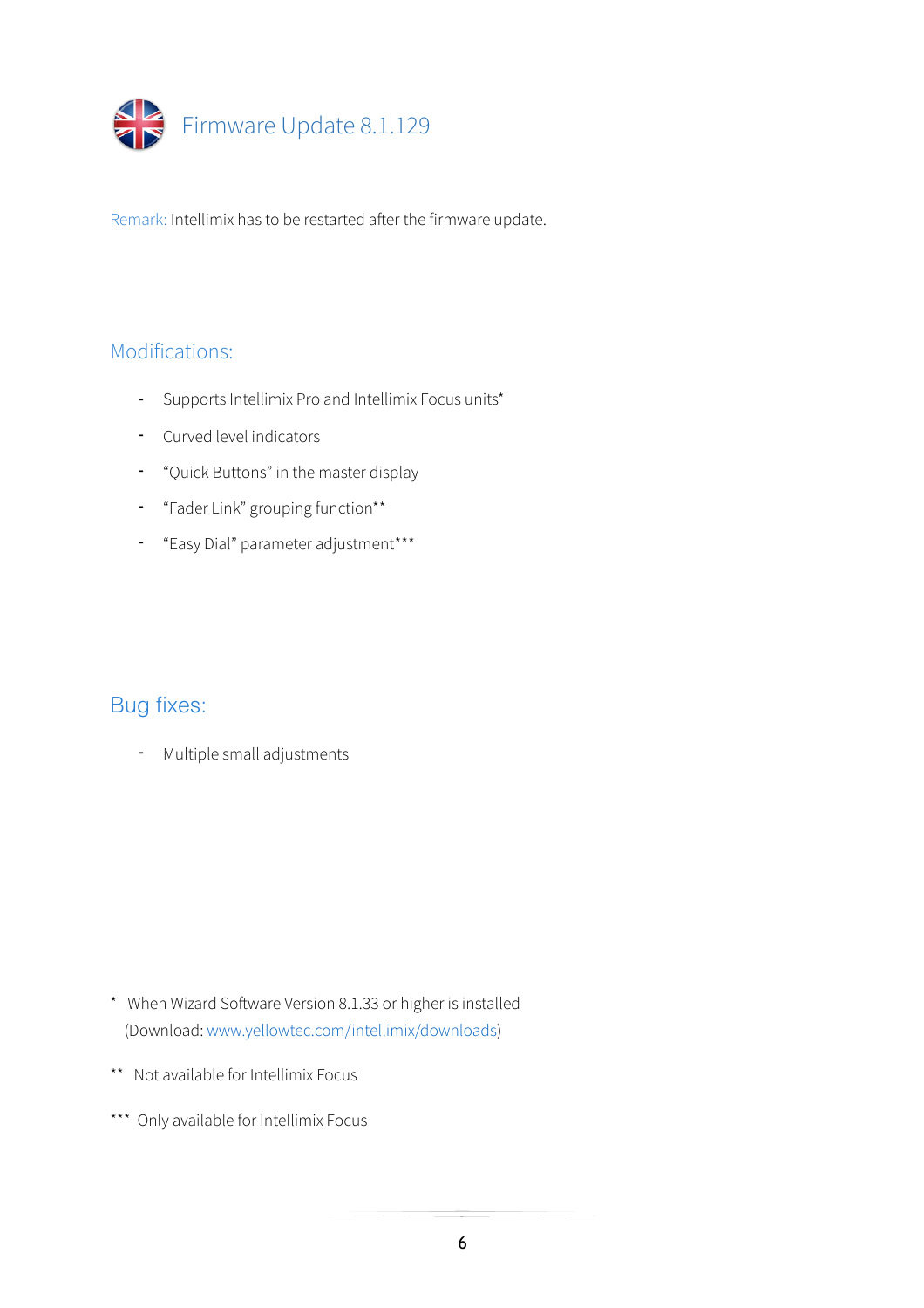# Firmware Update 8.1.129

Remark: Intellimix has to be restarted after the firmware update.

## Modifications:

- Supports Intellimix Pro and Intellimix Focus units*
- Curved level indicators
- “Quick Buttons” in the master display
- “Fader Link” grouping function**
- “Easy Dial” parameter adjustment***

## Bug fixes:

- Multiple small adjustments

* When Wizard Software Version 8.1.33 or higher is installed (Download: [www.yellowtec.com/intellimix/downloads](http://www.yellowtec.com/intellimix/downloads))

** Not available for Intellimix Focus

*** Only available for Intellimix Focus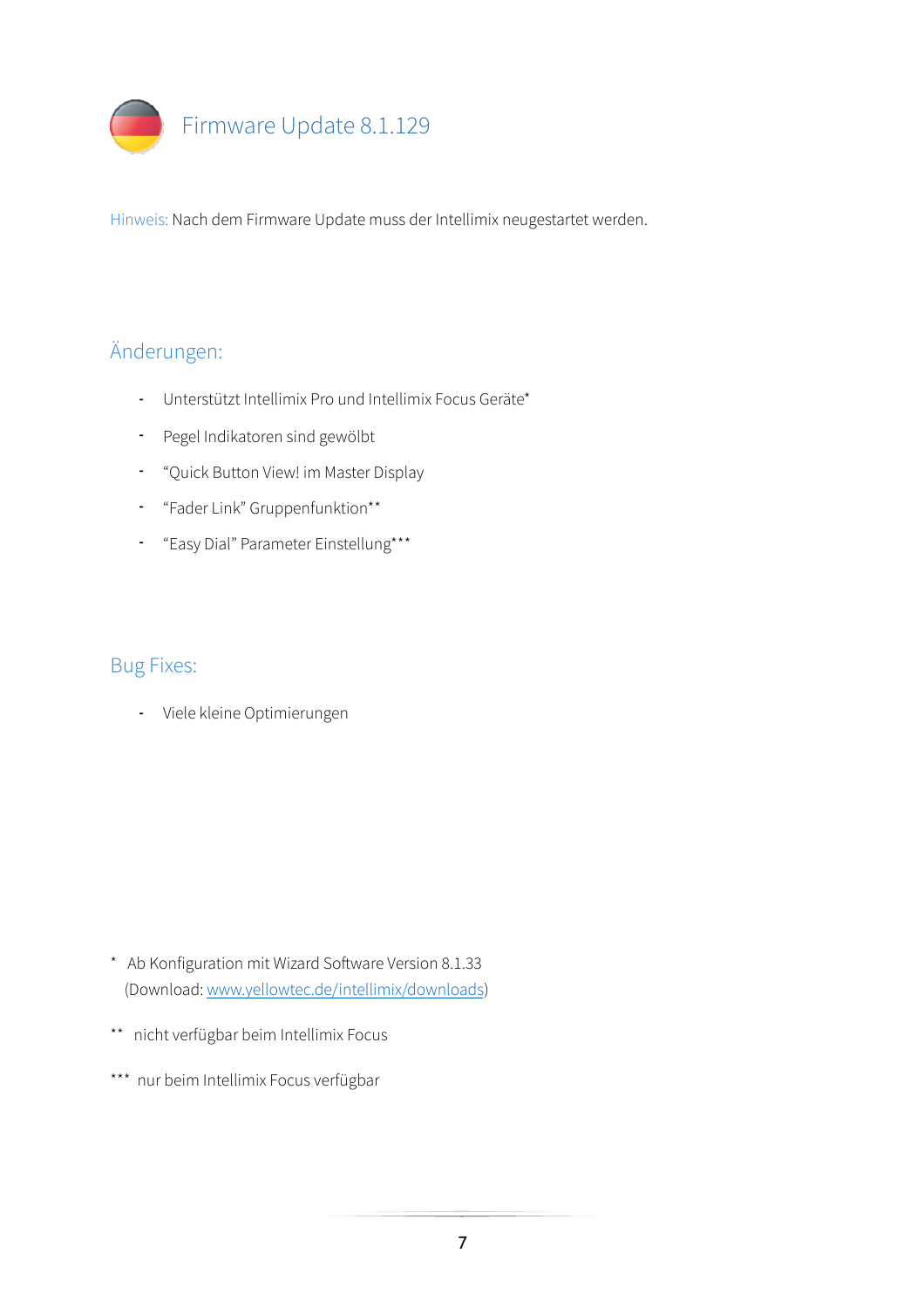# Firmware Update 8.1.129

Hinweis: Nach dem Firmware Update muss der Intellimix neugestartet werden.

## Änderungen:

- Unterstützt Intellimix Pro und Intellimix Focus Geräte*
- Pegel Indikatoren sind gewölbt
- “Quick Button View! im Master Display
- “Fader Link” Gruppenfunktion**
- “Easy Dial” Parameter Einstellung***

## Bug Fixes:

- Viele kleine Optimierungen

* Ab Konfiguration mit Wizard Software Version 8.1.33 (Download: [www.yellowtec.de/intellimix/downloads](http://www.yellowtec.de/intellimix/downloads))

** nicht verfügbar beim Intellimix Focus

*** nur beim Intellimix Focus verfügbar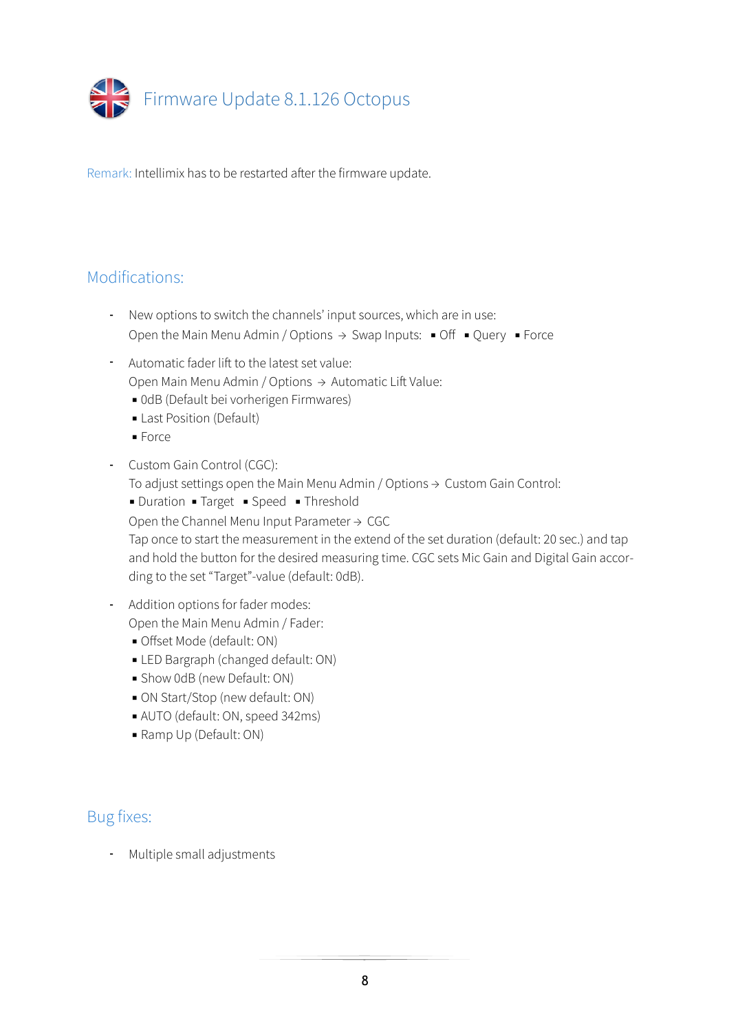# Firmware Update 8.1.126 Octopus

Remark: Intellimix has to be restarted after the firmware update.

## Modifications:

- New options to switch the channels' input sources, which are in use:
  Open the Main Menu Admin / Options → Swap Inputs: ▪ Off ▪ Query ▪ Force

- Automatic fader lift to the latest set value:
  Open Main Menu Admin / Options → Automatic Lift Value:
  ▪ 0dB (Default bei vorherigen Firmwares)
  ▪ Last Position (Default)
  ▪ Force

- Custom Gain Control (CGC):
  To adjust settings open the Main Menu Admin / Options → Custom Gain Control:
  ▪ Duration ▪ Target ▪ Speed ▪ Threshold
  Open the Channel Menu Input Parameter → CGC
  Tap once to start the measurement in the extend of the set duration (default: 20 sec.) and tap and hold the button for the desired measuring time. CGC sets Mic Gain and Digital Gain according to the set "Target"-value (default: 0dB).

- Addition options for fader modes:
  Open the Main Menu Admin / Fader:
  ▪ Offset Mode (default: ON)
  ▪ LED Bargraph (changed default: ON)
  ▪ Show 0dB (new Default: ON)
  ▪ ON Start/Stop (new default: ON)
  ▪ AUTO (default: ON, speed 342ms)
  ▪ Ramp Up (Default: ON)

## Bug fixes:

- Multiple small adjustments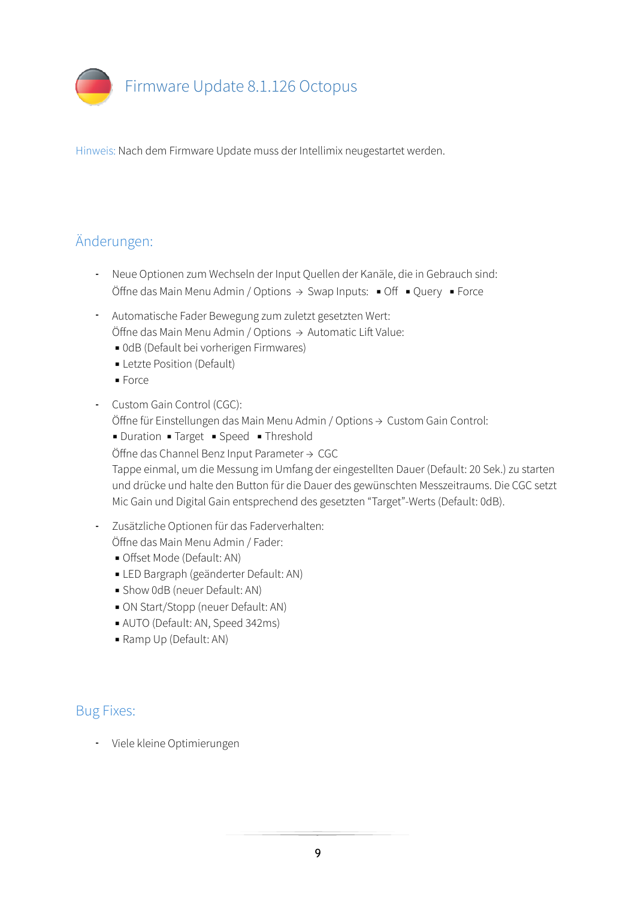# Firmware Update 8.1.126 Octopus

Hinweis: Nach dem Firmware Update muss der Intellimix neugestartet werden.

## Änderungen:

- Neue Optionen zum Wechseln der Input Quellen der Kanäle, die in Gebrauch sind:
  Öffne das Main Menu Admin / Options → Swap Inputs: ▪ Off ▪ Query ▪ Force
- Automatische Fader Bewegung zum zuletzt gesetzten Wert:
  Öffne das Main Menu Admin / Options → Automatic Lift Value:
  ▪ 0dB (Default bei vorherigen Firmwares)
  ▪ Letzte Position (Default)
  ▪ Force
- Custom Gain Control (CGC):
  Öffne für Einstellungen das Main Menu Admin / Options → Custom Gain Control:
  ▪ Duration ▪ Target ▪ Speed ▪ Threshold
  Öffne das Channel Benz Input Parameter → CGC
  Tappe einmal, um die Messung im Umfang der eingestellten Dauer (Default: 20 Sek.) zu starten und drücke und halte den Button für die Dauer des gewünschten Messzeitraums. Die CGC setzt Mic Gain und Digital Gain entsprechend des gesetzten "Target"-Werts (Default: 0dB).
- Zusätzliche Optionen für das Faderverhalten:
  Öffne das Main Menu Admin / Fader:
  ▪ Offset Mode (Default: AN)
  ▪ LED Bargraph (geänderter Default: AN)
  ▪ Show 0dB (neuer Default: AN)
  ▪ ON Start/Stopp (neuer Default: AN)
  ▪ AUTO (Default: AN, Speed 342ms)
  ▪ Ramp Up (Default: AN)

## Bug Fixes:

- Viele kleine Optimierungen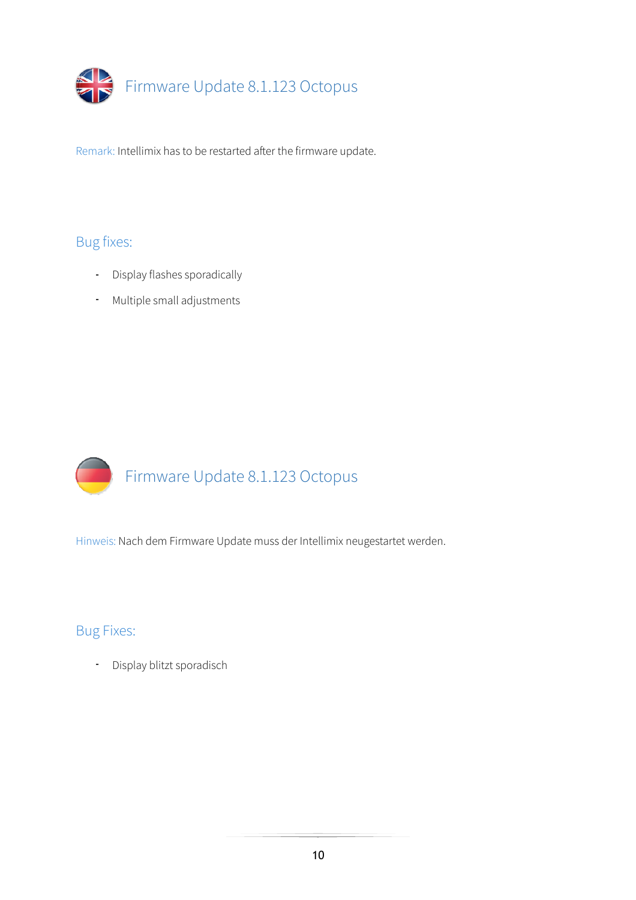## Firmware Update 8.1.123 Octopus

Remark: Intellimix has to be restarted after the firmware update.

### Bug fixes:

- Display flashes sporadically
- Multiple small adjustments

## Firmware Update 8.1.123 Octopus

Hinweis: Nach dem Firmware Update muss der Intellimix neugestartet werden.

### Bug Fixes:

- Display blitzt sporadisch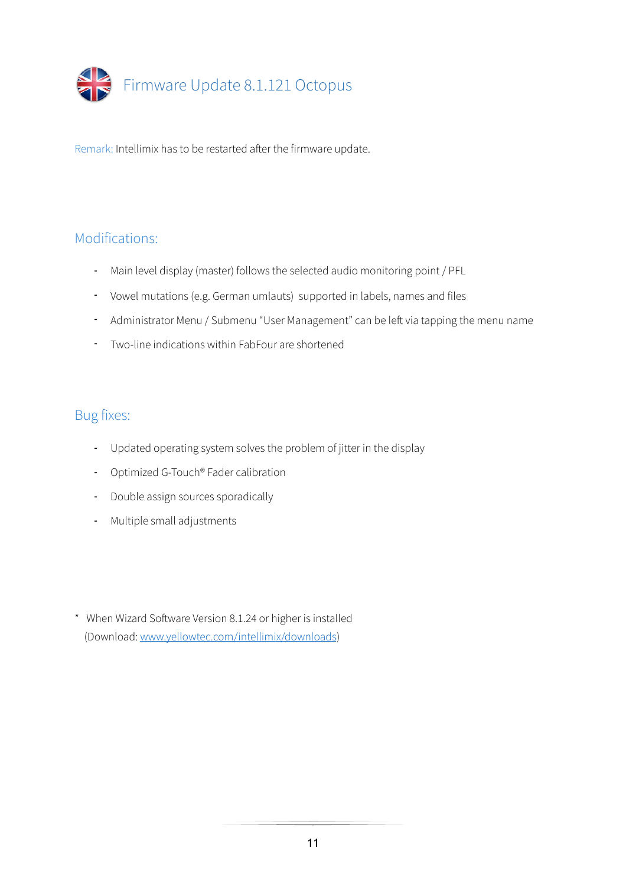# Firmware Update 8.1.121 Octopus

Remark: Intellimix has to be restarted after the firmware update.

## Modifications:

- Main level display (master) follows the selected audio monitoring point / PFL
- Vowel mutations (e.g. German umlauts)  supported in labels, names and files
- Administrator Menu / Submenu "User Management" can be left via tapping the menu name
- Two-line indications within FabFour are shortened

## Bug fixes:

- Updated operating system solves the problem of jitter in the display
- Optimized G-Touch® Fader calibration
- Double assign sources sporadically
- Multiple small adjustments

\* When Wizard Software Version 8.1.24 or higher is installed
(Download: www.yellowtec.com/intellimix/downloads)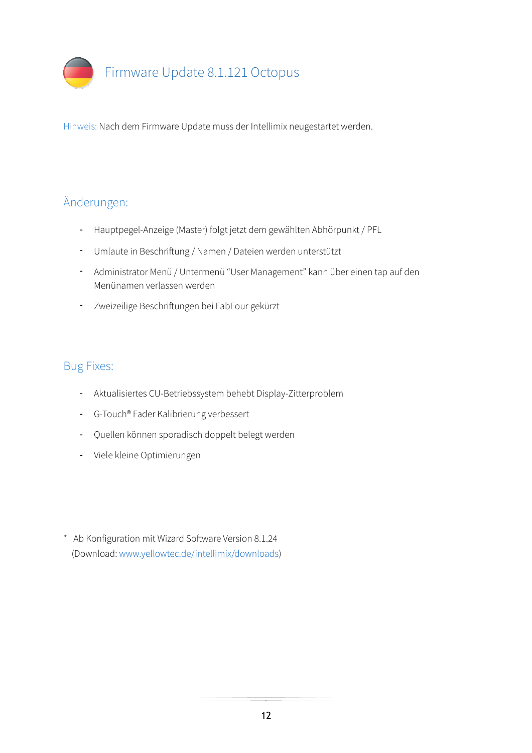# Firmware Update 8.1.121 Octopus

Hinweis: Nach dem Firmware Update muss der Intellimix neugestartet werden.

## Änderungen:

- Hauptpegel-Anzeige (Master) folgt jetzt dem gewählten Abhörpunkt / PFL
- Umlaute in Beschriftung / Namen / Dateien werden unterstützt
- Administrator Menü / Untermenü "User Management" kann über einen tap auf den Menünamen verlassen werden
- Zweizeilige Beschriftungen bei FabFour gekürzt

## Bug Fixes:

- Aktualisiertes CU-Betriebssystem behebt Display-Zitterproblem
- G-Touch® Fader Kalibrierung verbessert
- Quellen können sporadisch doppelt belegt werden
- Viele kleine Optimierungen

\* Ab Konfiguration mit Wizard Software Version 8.1.24
(Download: [www.yellowtec.de/intellimix/downloads](http://www.yellowtec.de/intellimix/downloads))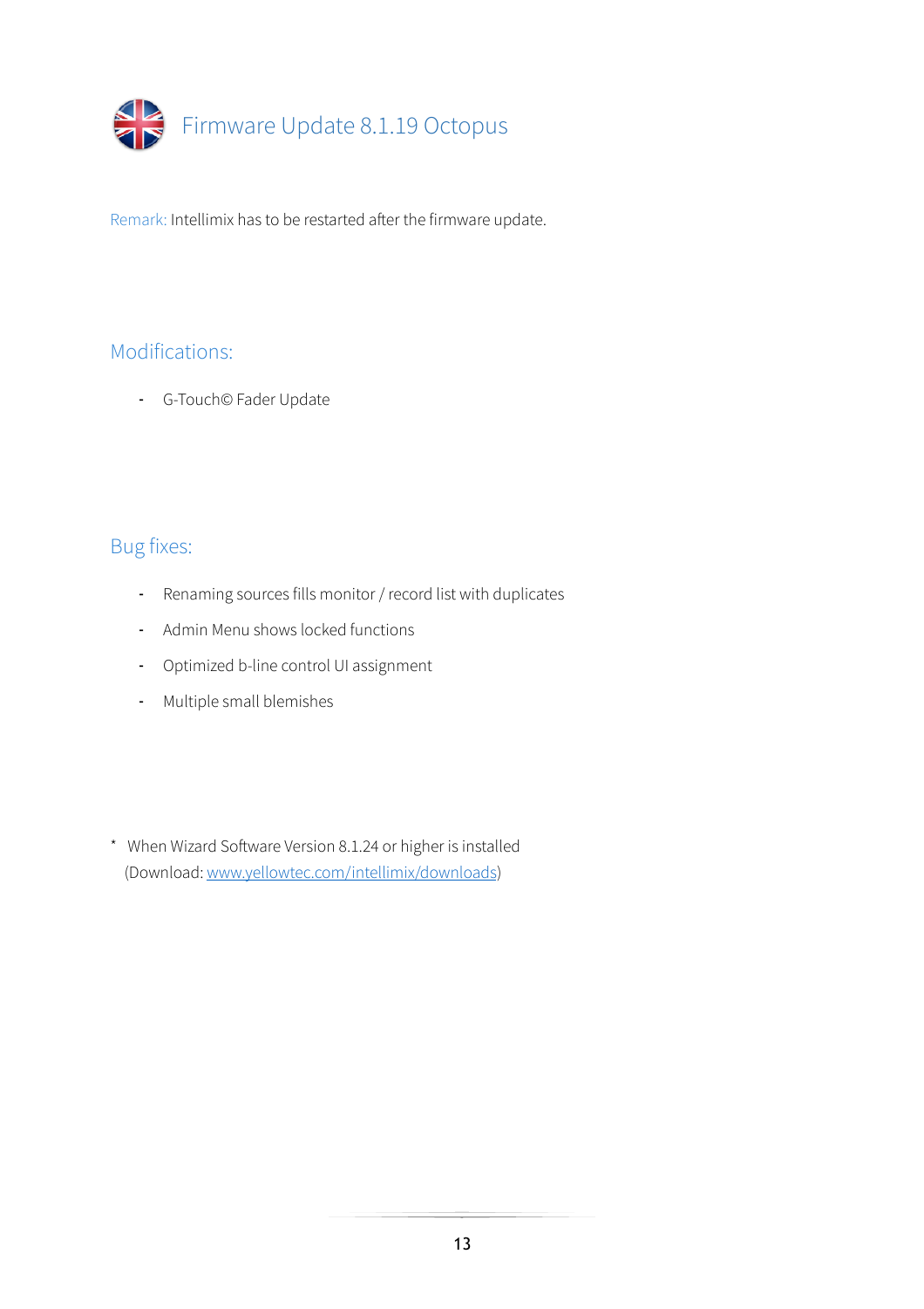# Firmware Update 8.1.19 Octopus

Remark: Intellimix has to be restarted after the firmware update.

## Modifications:

- G-Touch© Fader Update

## Bug fixes:

- Renaming sources fills monitor / record list with duplicates
- Admin Menu shows locked functions
- Optimized b-line control UI assignment
- Multiple small blemishes

* When Wizard Software Version 8.1.24 or higher is installed
  (Download: www.yellowtec.com/intellimix/downloads)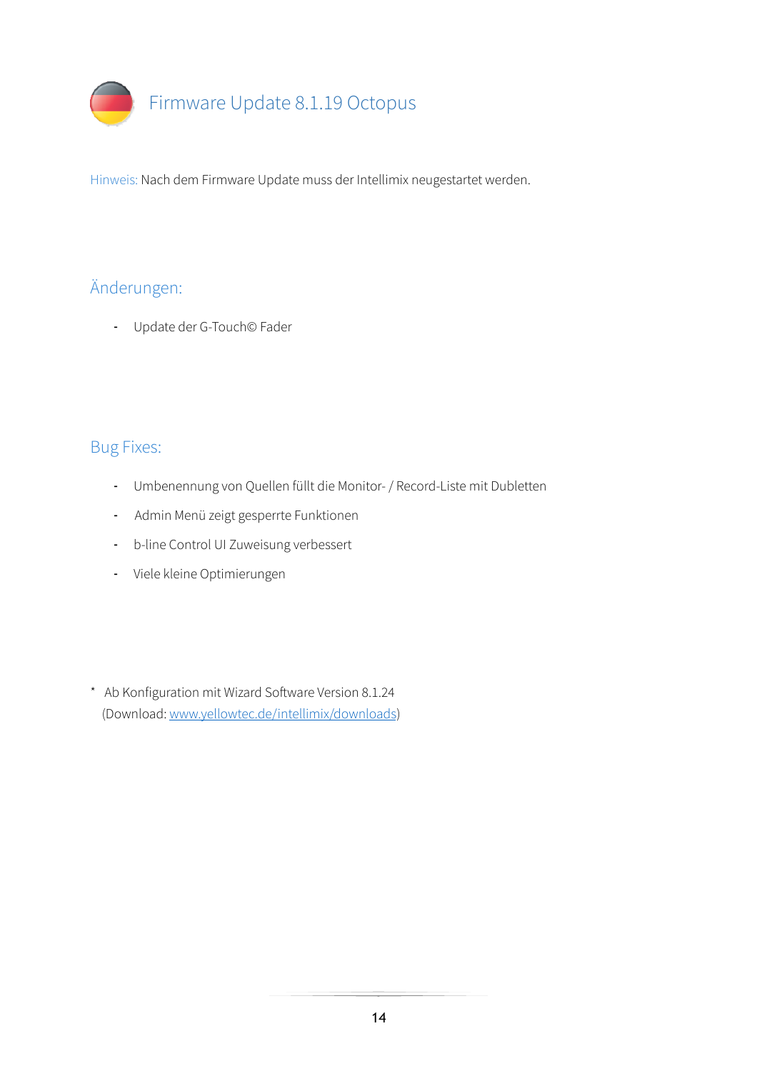# Firmware Update 8.1.19 Octopus

Hinweis: Nach dem Firmware Update muss der Intellimix neugestartet werden.

## Änderungen:

- Update der G-Touch© Fader

## Bug Fixes:

- Umbenennung von Quellen füllt die Monitor- / Record-Liste mit Dubletten
- Admin Menü zeigt gesperrte Funktionen
- b-line Control UI Zuweisung verbessert
- Viele kleine Optimierungen

* Ab Konfiguration mit Wizard Software Version 8.1.24
(Download: [www.yellowtec.de/intellimix/downloads](http://www.yellowtec.de/intellimix/downloads))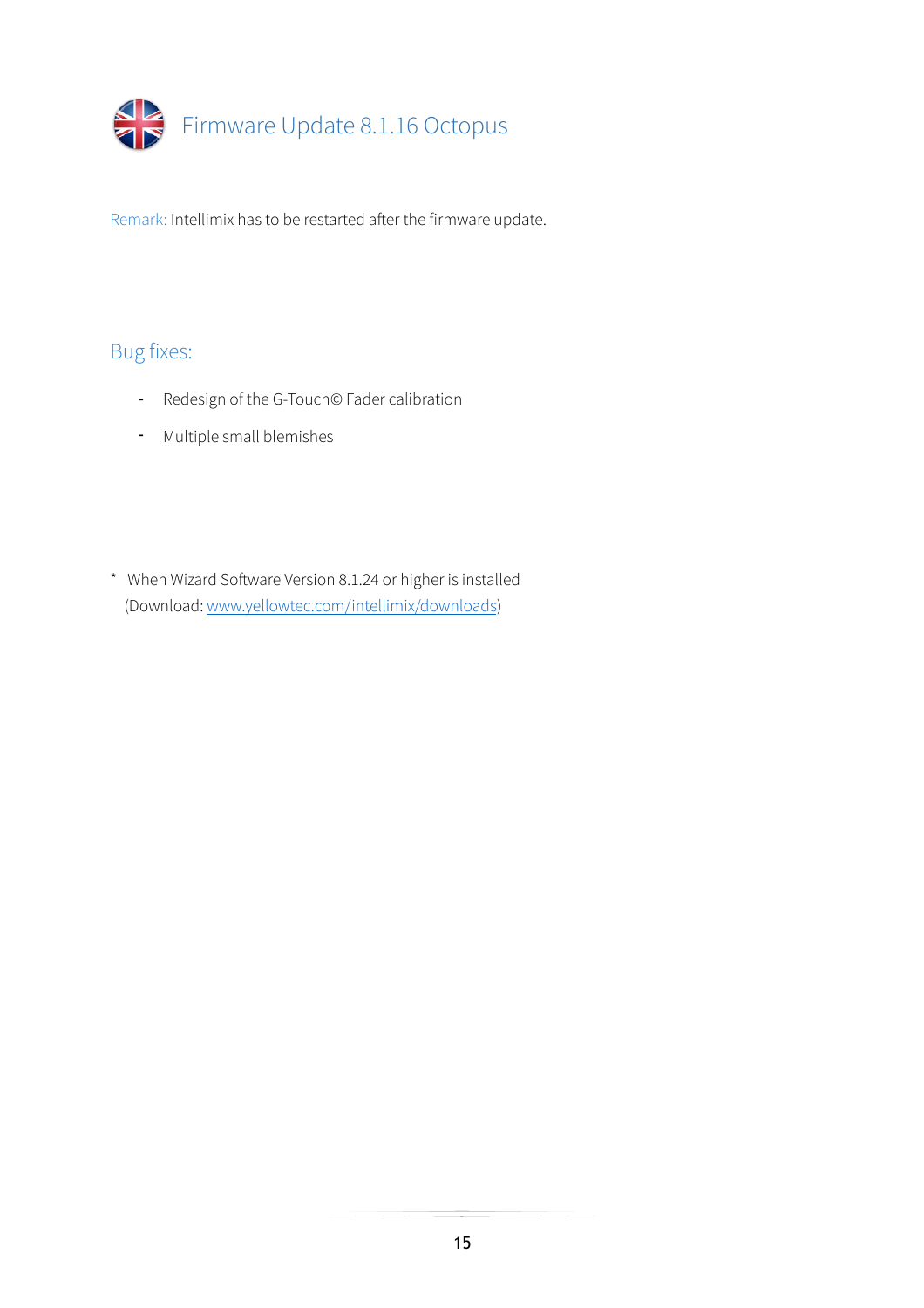# Firmware Update 8.1.16 Octopus

Remark: Intellimix has to be restarted after the firmware update.

## Bug fixes:

- Redesign of the G-Touch© Fader calibration
- Multiple small blemishes

\* When Wizard Software Version 8.1.24 or higher is installed
(Download: www.yellowtec.com/intellimix/downloads)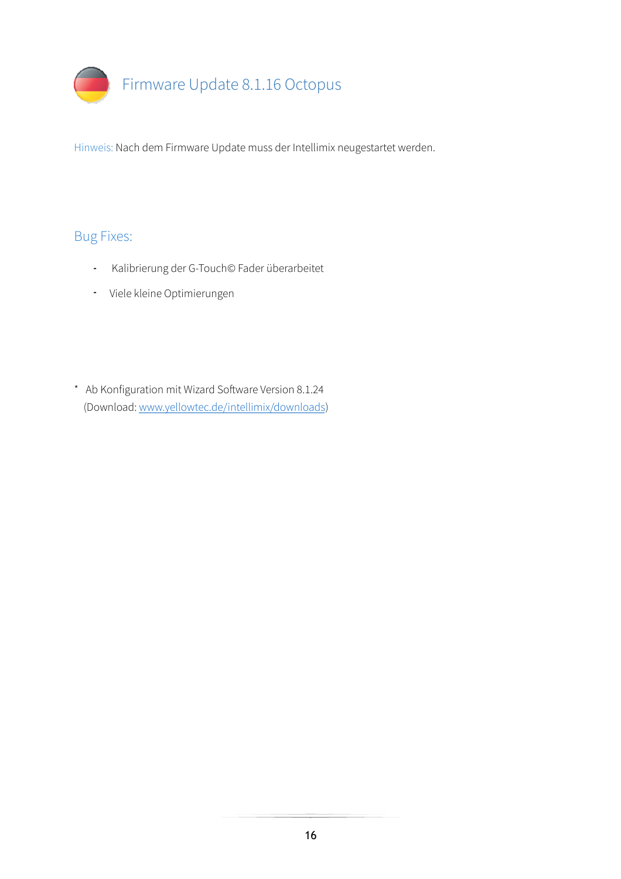# Firmware Update 8.1.16 Octopus

Hinweis: Nach dem Firmware Update muss der Intellimix neugestartet werden.

## Bug Fixes:

- Kalibrierung der G-Touch© Fader überarbeitet
- Viele kleine Optimierungen

* Ab Konfiguration mit Wizard Software Version 8.1.24
  (Download: www.yellowtec.de/intellimix/downloads)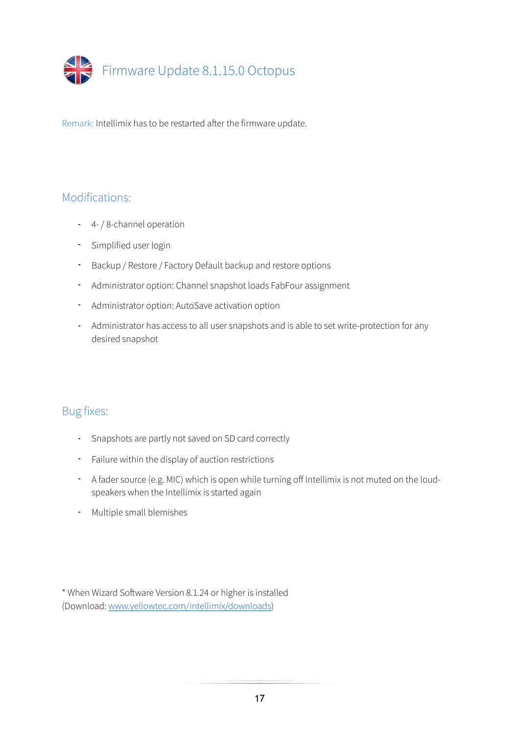# Firmware Update 8.1.15.0 Octopus

Remark: Intellimix has to be restarted after the firmware update.

## Modifications:

- 4- / 8-channel operation
- Simplified user login
- Backup / Restore / Factory Default backup and restore options
- Administrator option: Channel snapshot loads FabFour assignment
- Administrator option: AutoSave activation option
- Administrator has access to all user snapshots and is able to set write-protection for any desired snapshot

## Bug fixes:

- Snapshots are partly not saved on SD card correctly
- Failure within the display of auction restrictions
- A fader source (e.g. MIC) which is open while turning off Intellimix is not muted on the loud-speakers when the Intellimix is started again
- Multiple small blemishes

* When Wizard Software Version 8.1.24 or higher is installed
(Download: www.yellowtec.com/intellimix/downloads)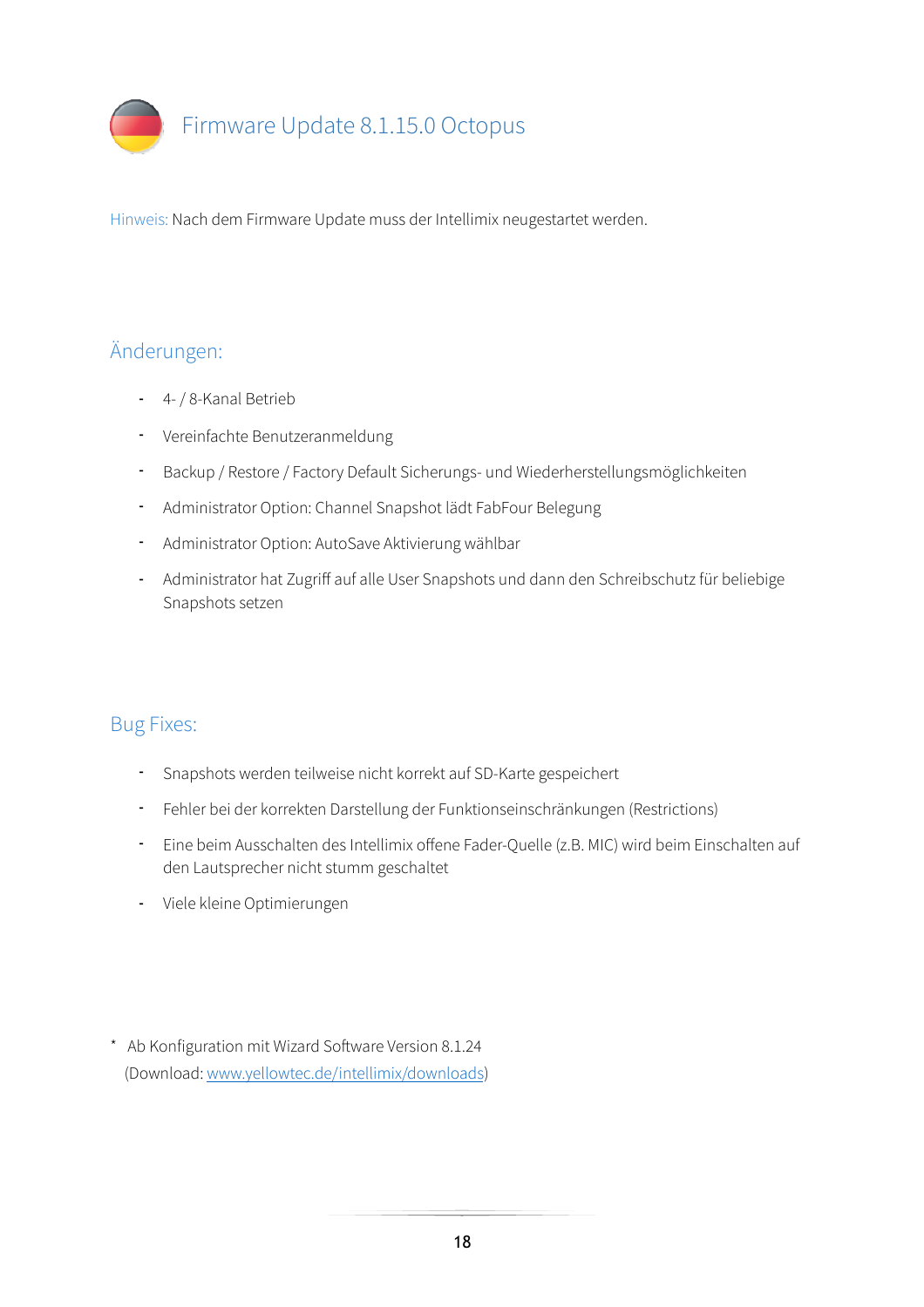# Firmware Update 8.1.15.0 Octopus

Hinweis: Nach dem Firmware Update muss der Intellimix neugestartet werden.

## Änderungen:

- 4- / 8-Kanal Betrieb
- Vereinfachte Benutzeranmeldung
- Backup / Restore / Factory Default Sicherungs- und Wiederherstellungsmöglichkeiten
- Administrator Option: Channel Snapshot lädt FabFour Belegung
- Administrator Option: AutoSave Aktivierung wählbar
- Administrator hat Zugriff auf alle User Snapshots und dann den Schreibschutz für beliebige Snapshots setzen

## Bug Fixes:

- Snapshots werden teilweise nicht korrekt auf SD-Karte gespeichert
- Fehler bei der korrekten Darstellung der Funktionseinschränkungen (Restrictions)
- Eine beim Ausschalten des Intellimix offene Fader-Quelle (z.B. MIC) wird beim Einschalten auf den Lautsprecher nicht stumm geschaltet
- Viele kleine Optimierungen

\* Ab Konfiguration mit Wizard Software Version 8.1.24
(Download: www.yellowtec.de/intellimix/downloads)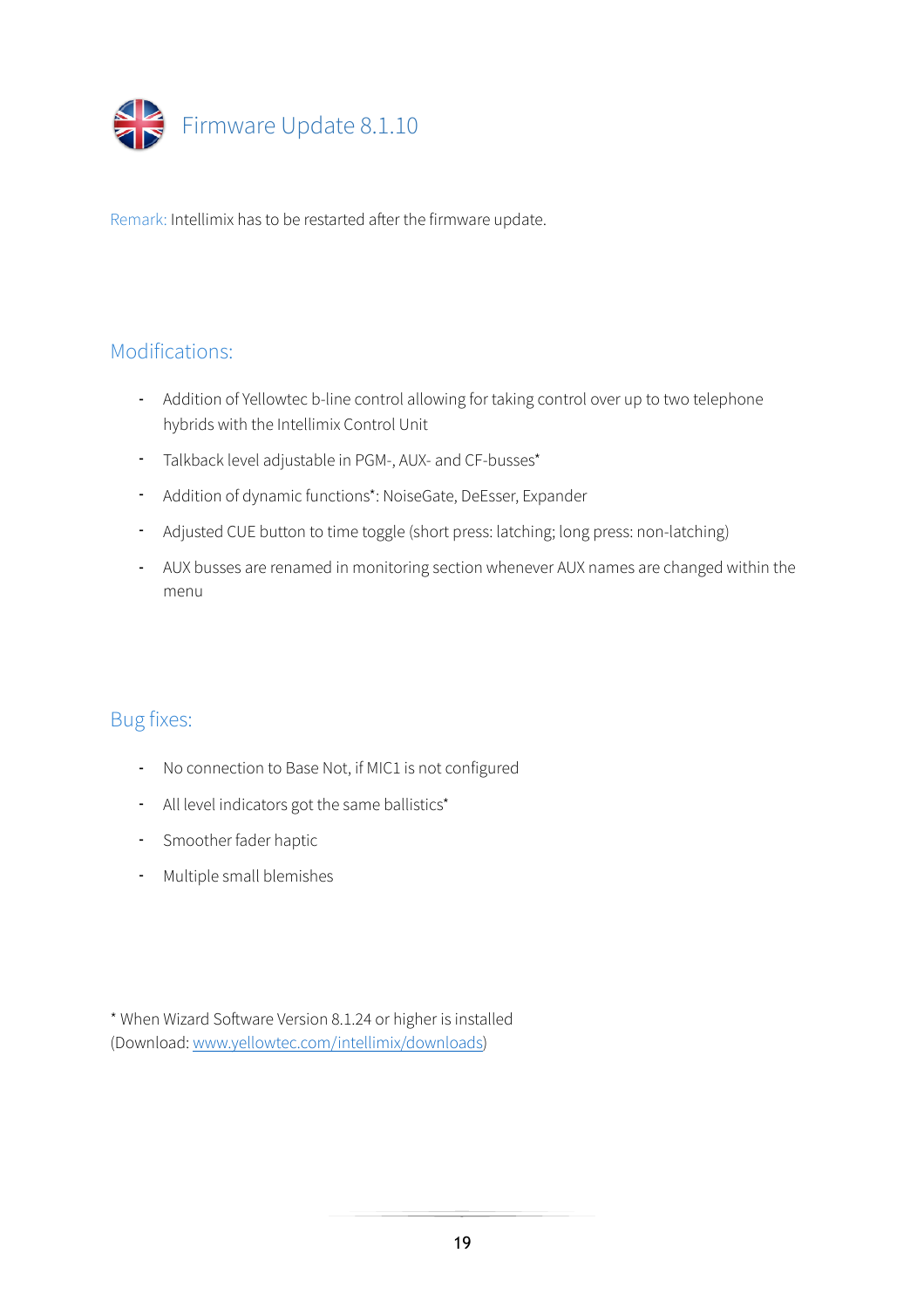# Firmware Update 8.1.10

Remark: Intellimix has to be restarted after the firmware update.

## Modifications:

- Addition of Yellowtec b-line control allowing for taking control over up to two telephone hybrids with the Intellimix Control Unit
- Talkback level adjustable in PGM-, AUX- and CF-busses*
- Addition of dynamic functions*: NoiseGate, DeEsser, Expander
- Adjusted CUE button to time toggle (short press: latching; long press: non-latching)
- AUX busses are renamed in monitoring section whenever AUX names are changed within the menu

## Bug fixes:

- No connection to Base Not, if MIC1 is not configured
- All level indicators got the same ballistics*
- Smoother fader haptic
- Multiple small blemishes

* When Wizard Software Version 8.1.24 or higher is installed
(Download: www.yellowtec.com/intellimix/downloads)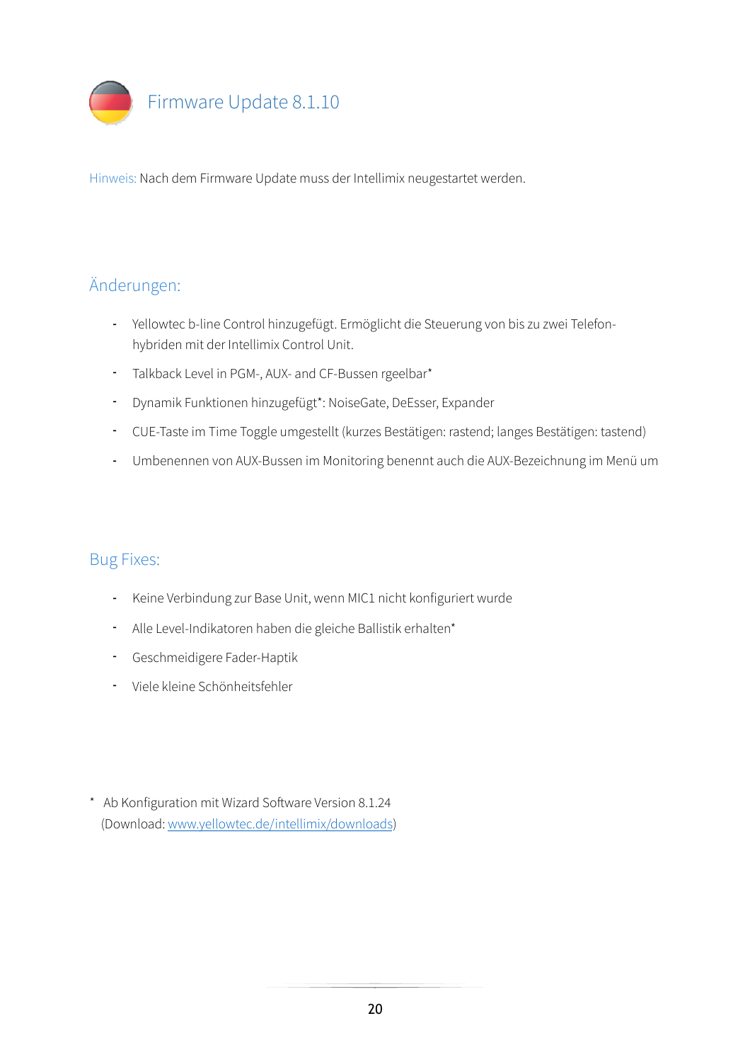# Firmware Update 8.1.10

Hinweis: Nach dem Firmware Update muss der Intellimix neugestartet werden.

## Änderungen:

- Yellowtec b-line Control hinzugefügt. Ermöglicht die Steuerung von bis zu zwei Telefon-hybriden mit der Intellimix Control Unit.
- Talkback Level in PGM-, AUX- and CF-Bussen rgeelbar*
- Dynamik Funktionen hinzugefügt*: NoiseGate, DeEsser, Expander
- CUE-Taste im Time Toggle umgestellt (kurzes Bestätigen: rastend; langes Bestätigen: tastend)
- Umbenennen von AUX-Bussen im Monitoring benennt auch die AUX-Bezeichnung im Menü um

## Bug Fixes:

- Keine Verbindung zur Base Unit, wenn MIC1 nicht konfiguriert wurde
- Alle Level-Indikatoren haben die gleiche Ballistik erhalten*
- Geschmeidigere Fader-Haptik
- Viele kleine Schönheitsfehler

\* Ab Konfiguration mit Wizard Software Version 8.1.24
(Download: [www.yellowtec.de/intellimix/downloads](http://www.yellowtec.de/intellimix/downloads))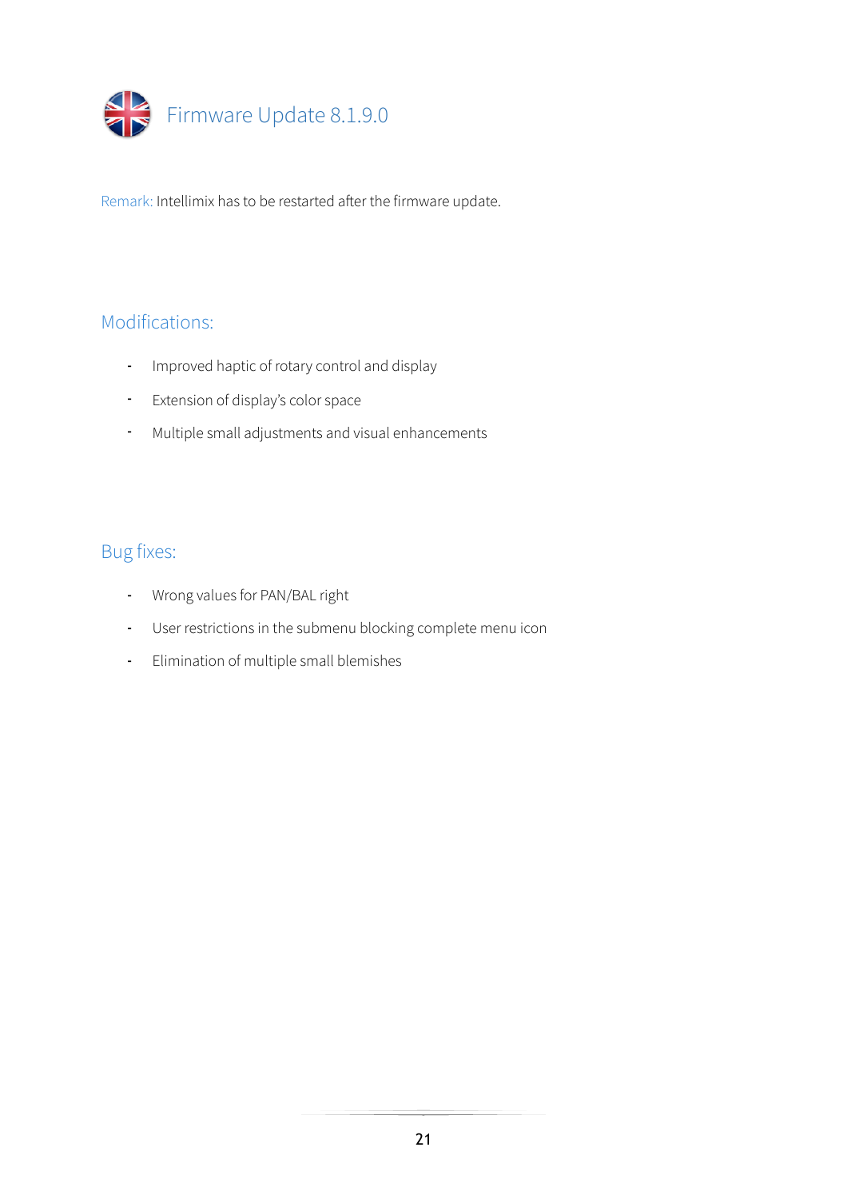# Firmware Update 8.1.9.0

Remark: Intellimix has to be restarted after the firmware update.

## Modifications:

- Improved haptic of rotary control and display
- Extension of display's color space
- Multiple small adjustments and visual enhancements

## Bug fixes:

- Wrong values for PAN/BAL right
- User restrictions in the submenu blocking complete menu icon
- Elimination of multiple small blemishes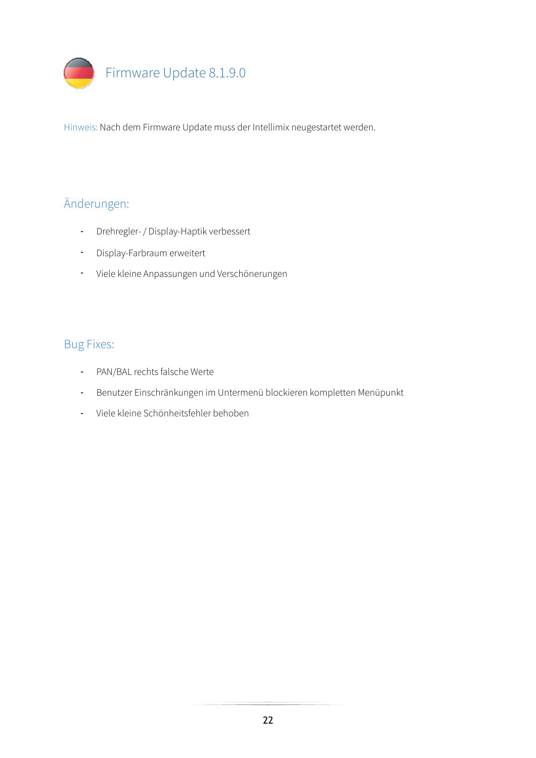# Firmware Update 8.1.9.0

Hinweis: Nach dem Firmware Update muss der Intellimix neugestartet werden.

## Änderungen:

- Drehregler- / Display-Haptik verbessert
- Display-Farbraum erweitert
- Viele kleine Anpassungen und Verschönerungen

## Bug Fixes:

- PAN/BAL rechts falsche Werte
- Benutzer Einschränkungen im Untermenü blockieren kompletten Menüpunkt
- Viele kleine Schönheitsfehler behoben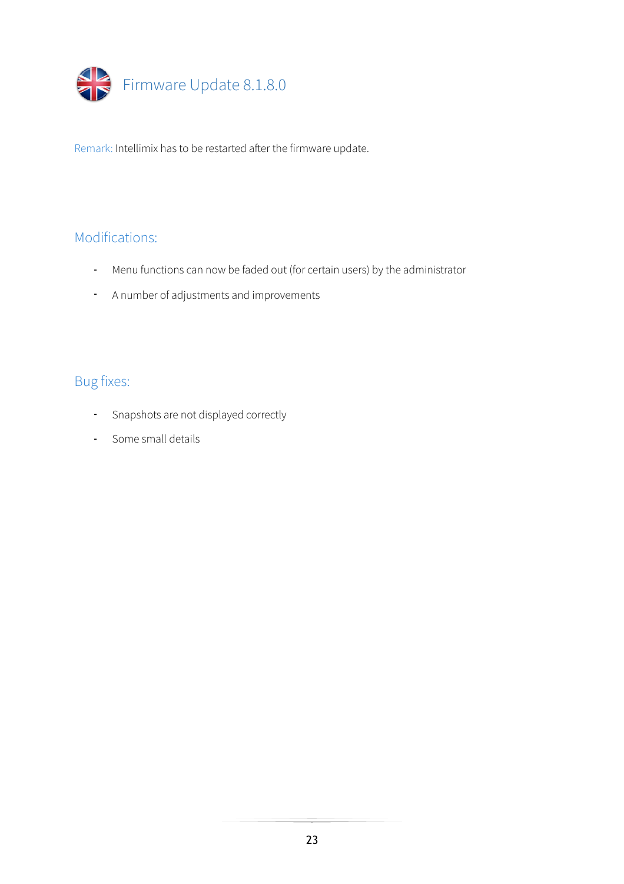# Firmware Update 8.1.8.0

Remark: Intellimix has to be restarted after the firmware update.

## Modifications:

- Menu functions can now be faded out (for certain users) by the administrator
- A number of adjustments and improvements

## Bug fixes:

- Snapshots are not displayed correctly
- Some small details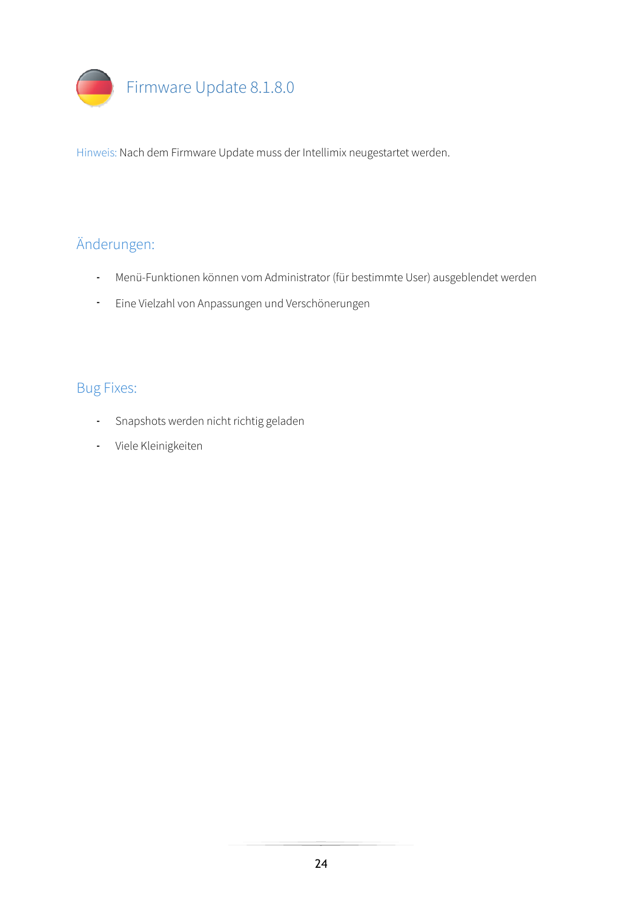# Firmware Update 8.1.8.0

Hinweis: Nach dem Firmware Update muss der Intellimix neugestartet werden.

## Änderungen:

- Menü-Funktionen können vom Administrator (für bestimmte User) ausgeblendet werden
- Eine Vielzahl von Anpassungen und Verschönerungen

## Bug Fixes:

- Snapshots werden nicht richtig geladen
- Viele Kleinigkeiten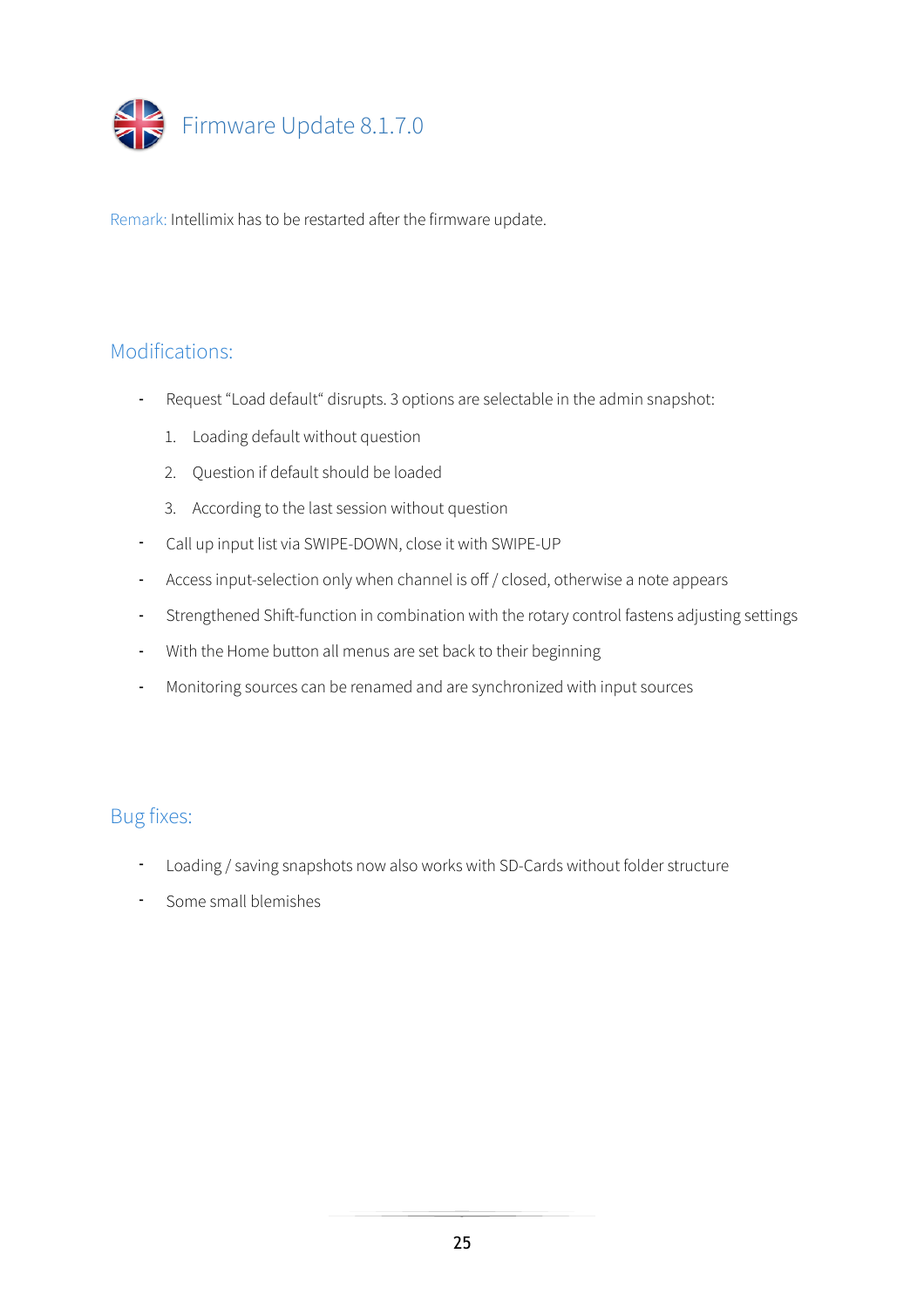# Firmware Update 8.1.7.0

Remark: Intellimix has to be restarted after the firmware update.

## Modifications:

- Request “Load default“ disrupts. 3 options are selectable in the admin snapshot:
  1. Loading default without question
  2. Question if default should be loaded
  3. According to the last session without question
- Call up input list via SWIPE-DOWN, close it with SWIPE-UP
- Access input-selection only when channel is off / closed, otherwise a note appears
- Strengthened Shift-function in combination with the rotary control fastens adjusting settings
- With the Home button all menus are set back to their beginning
- Monitoring sources can be renamed and are synchronized with input sources

## Bug fixes:

- Loading / saving snapshots now also works with SD-Cards without folder structure
- Some small blemishes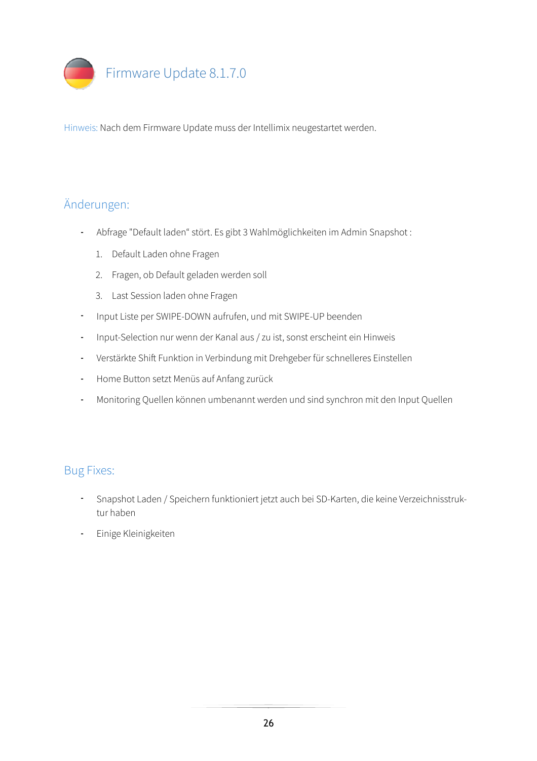# Firmware Update 8.1.7.0

Hinweis: Nach dem Firmware Update muss der Intellimix neugestartet werden.

## Änderungen:

- Abfrage "Default laden“ stört. Es gibt 3 Wahlmöglichkeiten im Admin Snapshot :
    1. Default Laden ohne Fragen
    2. Fragen, ob Default geladen werden soll
    3. Last Session laden ohne Fragen
- Input Liste per SWIPE-DOWN aufrufen, und mit SWIPE-UP beenden
- Input-Selection nur wenn der Kanal aus / zu ist, sonst erscheint ein Hinweis
- Verstärkte Shift Funktion in Verbindung mit Drehgeber für schnelleres Einstellen
- Home Button setzt Menüs auf Anfang zurück
- Monitoring Quellen können umbenannt werden und sind synchron mit den Input Quellen

## Bug Fixes:

- Snapshot Laden / Speichern funktioniert jetzt auch bei SD-Karten, die keine Verzeichnisstruktur haben
- Einige Kleinigkeiten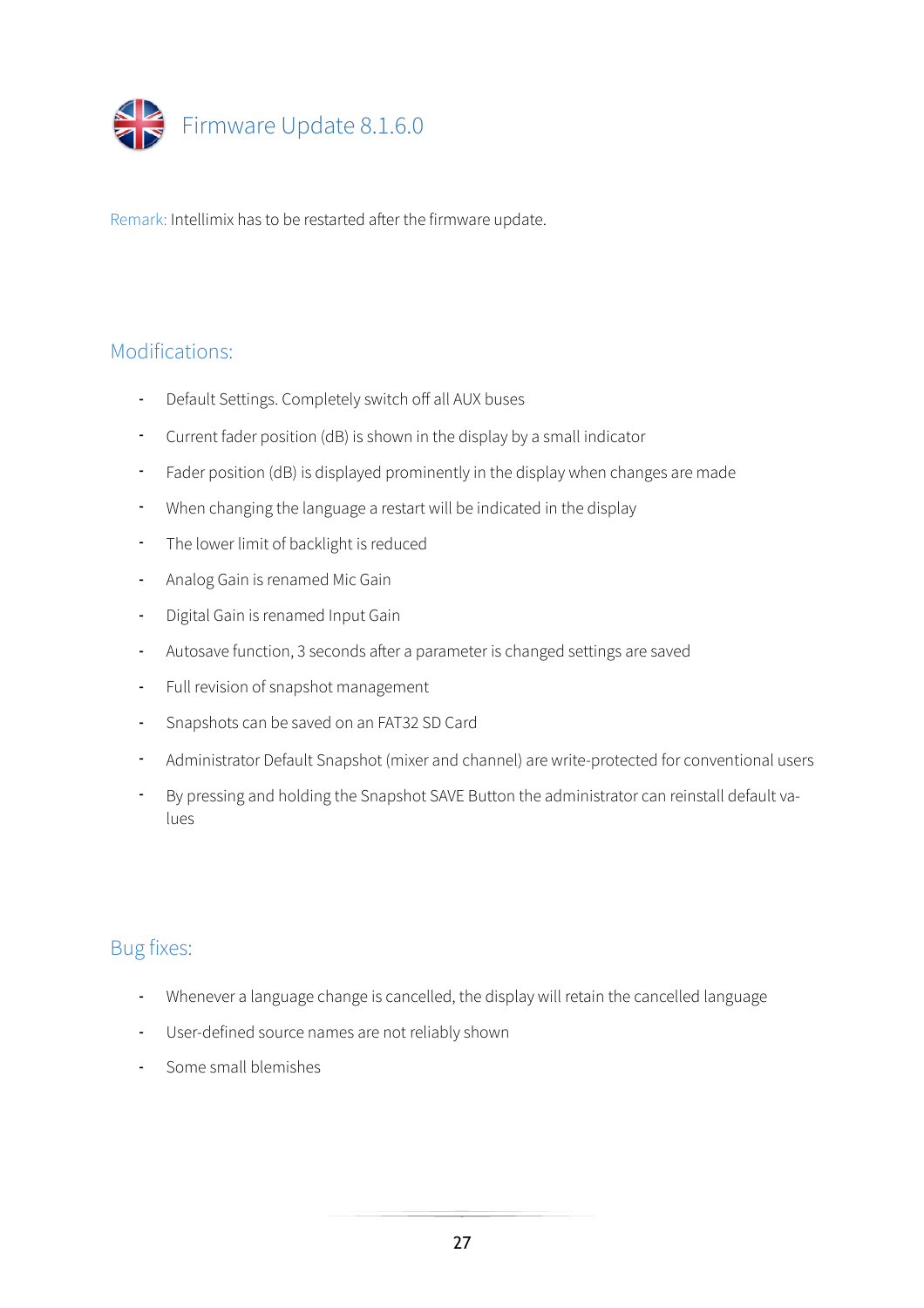# Firmware Update 8.1.6.0

Remark: Intellimix has to be restarted after the firmware update.

## Modifications:

- Default Settings. Completely switch off all AUX buses
- Current fader position (dB) is shown in the display by a small indicator
- Fader position (dB) is displayed prominently in the display when changes are made
- When changing the language a restart will be indicated in the display
- The lower limit of backlight is reduced
- Analog Gain is renamed Mic Gain
- Digital Gain is renamed Input Gain
- Autosave function, 3 seconds after a parameter is changed settings are saved
- Full revision of snapshot management
- Snapshots can be saved on an FAT32 SD Card
- Administrator Default Snapshot (mixer and channel) are write-protected for conventional users
- By pressing and holding the Snapshot SAVE Button the administrator can reinstall default values

## Bug fixes:

- Whenever a language change is cancelled, the display will retain the cancelled language
- User-defined source names are not reliably shown
- Some small blemishes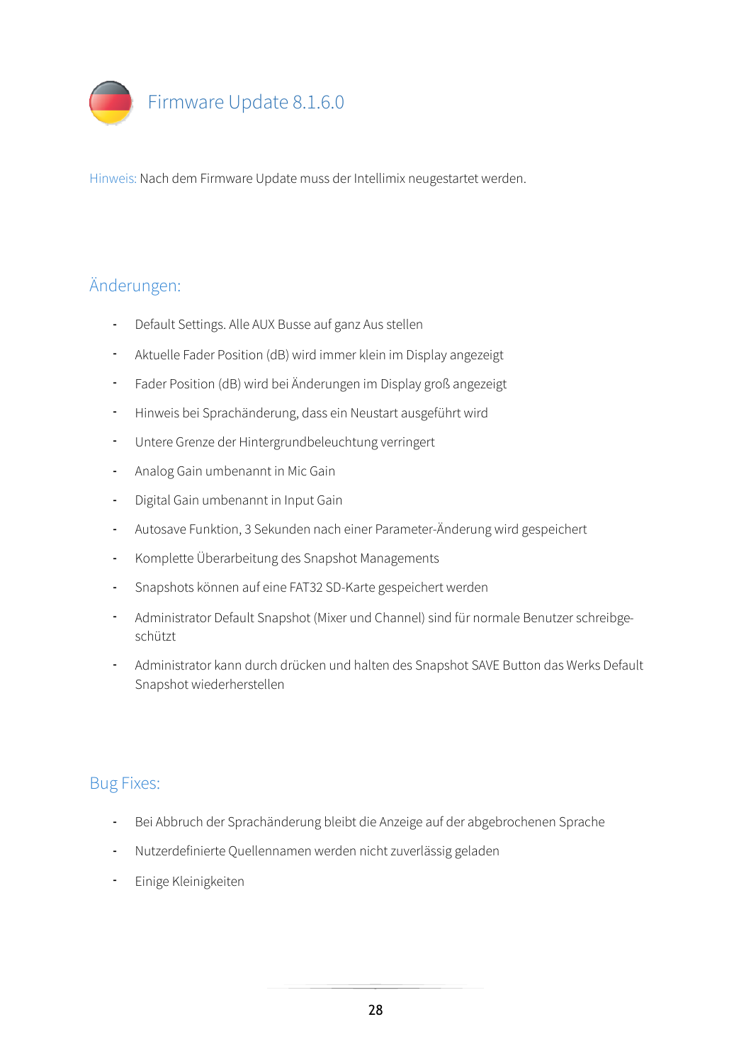# Firmware Update 8.1.6.0

Hinweis: Nach dem Firmware Update muss der Intellimix neugestartet werden.

## Änderungen:

- Default Settings. Alle AUX Busse auf ganz Aus stellen
- Aktuelle Fader Position (dB) wird immer klein im Display angezeigt
- Fader Position (dB) wird bei Änderungen im Display groß angezeigt
- Hinweis bei Sprachänderung, dass ein Neustart ausgeführt wird
- Untere Grenze der Hintergrundbeleuchtung verringert
- Analog Gain umbenannt in Mic Gain
- Digital Gain umbenannt in Input Gain
- Autosave Funktion, 3 Sekunden nach einer Parameter-Änderung wird gespeichert
- Komplette Überarbeitung des Snapshot Managements
- Snapshots können auf eine FAT32 SD-Karte gespeichert werden
- Administrator Default Snapshot (Mixer und Channel) sind für normale Benutzer schreibgeschützt
- Administrator kann durch drücken und halten des Snapshot SAVE Button das Werks Default Snapshot wiederherstellen

## Bug Fixes:

- Bei Abbruch der Sprachänderung bleibt die Anzeige auf der abgebrochenen Sprache
- Nutzerdefinierte Quellennamen werden nicht zuverlässig geladen
- Einige Kleinigkeiten